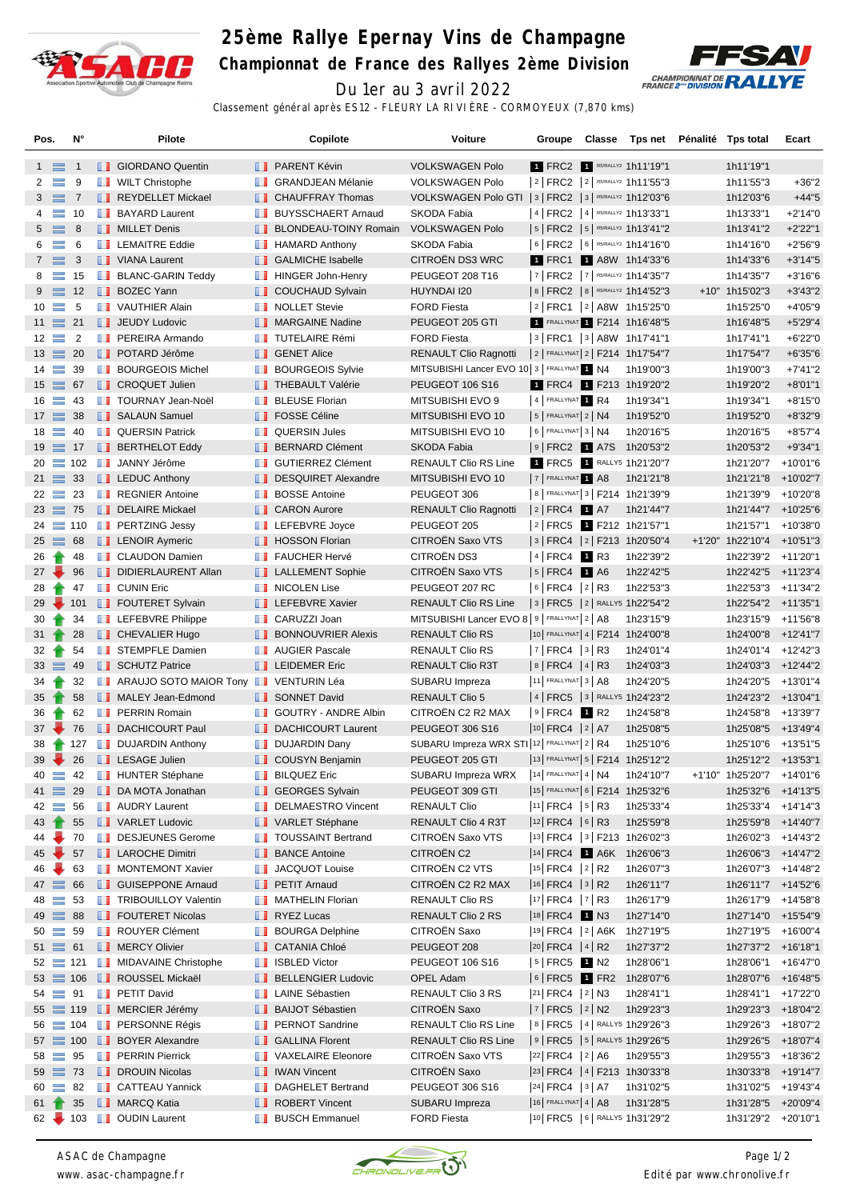# 25ème Rallye Epernay Vins de Champagne

## Championnat de France des Rallyes 2ème Division

Du 1er au 3 avril 2022

Classement général après ES12 - FLEURY LA RIVIÈRE - CORMOYEUX (7,870 kms)

| Pos. | | N° | Pilote | Copilote | Voiture | Groupe | Classe | Tps net | Pénalité | Tps total | Ecart |
|---|---|---|---|---|---|---|---|---|---|---|---|
| 1 | = | 1 | GIORDANO Quentin | PARENT Kévin | VOLKSWAGEN Polo | 1 FRC2 | 1 R5/RALLY2 | 1h11'19"1 | | 1h11'19"1 | |
| 2 | = | 9 | WILT Christophe | GRANDJEAN Mélanie | VOLKSWAGEN Polo | 2 FRC2 | 2 R5/RALLY2 | 1h11'55"3 | | 1h11'55"3 | +36"2 |
| 3 | = | 7 | REYDELLET Mickael | CHAUFFRAY Thomas | VOLKSWAGEN Polo GTI | 3 FRC2 | 3 R5/RALLY2 | 1h12'03"6 | | 1h12'03"6 | +44"5 |
| 4 | = | 10 | BAYARD Laurent | BUYSSCHAERT Arnaud | SKODA Fabia | 4 FRC2 | 4 R5/RALLY2 | 1h13'33"1 | | 1h13'33"1 | +2'14"0 |
| 5 | = | 8 | MILLET Denis | BLONDEAU-TOINY Romain | VOLKSWAGEN Polo | 5 FRC2 | 5 R5/RALLY2 | 1h13'41"2 | | 1h13'41"2 | +2'22"1 |
| 6 | = | 6 | LEMAITRE Eddie | HAMARD Anthony | SKODA Fabia | 6 FRC2 | 6 R5/RALLY2 | 1h14'16"0 | | 1h14'16"0 | +2'56"9 |
| 7 | = | 3 | VIANA Laurent | GALMICHE Isabelle | CITROËN DS3 WRC | 1 FRC1 | 1 A8W | 1h14'33"6 | | 1h14'33"6 | +3'14"5 |
| 8 | = | 15 | BLANC-GARIN Teddy | HINGER John-Henry | PEUGEOT 208 T16 | 7 FRC2 | 7 R5/RALLY2 | 1h14'35"7 | | 1h14'35"7 | +3'16"6 |
| 9 | = | 12 | BOZEC Yann | COUCHAUD Sylvain | HUYNDAI I20 | 8 FRC2 | 8 R5/RALLY2 | 1h14'52"3 | +10" | 1h15'02"3 | +3'43"2 |
| 10 | = | 5 | VAUTHIER Alain | NOLLET Stevie | FORD Fiesta | 2 FRC1 | 2 A8W | 1h15'25"0 | | 1h15'25"0 | +4'05"9 |
| 11 | = | 21 | JEUDY Ludovic | MARGAINE Nadine | PEUGEOT 205 GTI | 1 FRALLYNAT | 1 F214 | 1h16'48"5 | | 1h16'48"5 | +5'29"4 |
| 12 | = | 2 | PEREIRA Armando | TUTELAIRE Rémi | FORD Fiesta | 3 FRC1 | 3 A8W | 1h17'41"1 | | 1h17'41"1 | +6'22"0 |
| 13 | = | 20 | POTARD Jérôme | GENET Alice | RENAULT Clio Ragnotti | 2 FRALLYNAT | 2 F214 | 1h17'54"7 | | 1h17'54"7 | +6'35"6 |
| 14 | = | 39 | BOURGEOIS Michel | BOURGEOIS Sylvie | MITSUBISHI Lancer EVO 10 | 3 FRALLYNAT | 1 N4 | 1h19'00"3 | | 1h19'00"3 | +7'41"2 |
| 15 | = | 67 | CROQUET Julien | THEBAULT Valérie | PEUGEOT 106 S16 | 1 FRC4 | 1 F213 | 1h19'20"2 | | 1h19'20"2 | +8'01"1 |
| 16 | = | 43 | TOURNAY Jean-Noël | BLEUSE Florian | MITSUBISHI EVO 9 | 4 FRALLYNAT | 1 R4 | 1h19'34"1 | | 1h19'34"1 | +8'15"0 |
| 17 | = | 38 | SALAUN Samuel | FOSSE Céline | MITSUBISHI EVO 10 | 5 FRALLYNAT | 2 N4 | 1h19'52"0 | | 1h19'52"0 | +8'32"9 |
| 18 | = | 40 | QUERSIN Patrick | QUERSIN Jules | MITSUBISHI EVO 10 | 6 FRALLYNAT | 3 N4 | 1h20'16"5 | | 1h20'16"5 | +8'57"4 |
| 19 | = | 17 | BERTHELOT Eddy | BERNARD Clément | SKODA Fabia | 9 FRC2 | 1 A7S | 1h20'53"2 | | 1h20'53"2 | +9'34"1 |
| 20 | = | 102 | JANNY Jérôme | GUTIERREZ Clément | RENAULT Clio RS Line | 1 FRC5 | 1 RALLY5 | 1h21'20"7 | | 1h21'20"7 | +10'01"6 |
| 21 | = | 33 | LEDUC Anthony | DESQUIRET Alexandre | MITSUBISHI EVO 10 | 7 FRALLYNAT | 1 A8 | 1h21'21"8 | | 1h21'21"8 | +10'02"7 |
| 22 | = | 23 | REGNIER Antoine | BOSSE Antoine | PEUGEOT 306 | 8 FRALLYNAT | 3 F214 | 1h21'39"9 | | 1h21'39"9 | +10'20"8 |
| 23 | = | 75 | DELAIRE Mickael | CARON Aurore | RENAULT Clio Ragnotti | 2 FRC4 | 1 A7 | 1h21'44"7 | | 1h21'44"7 | +10'25"6 |
| 24 | = | 110 | PERTZING Jessy | LEFEBVRE Joyce | PEUGEOT 205 | 2 FRC5 | 1 F212 | 1h21'57"1 | | 1h21'57"1 | +10'38"0 |
| 25 | = | 68 | LENOIR Aymeric | HOSSON Florian | CITROËN Saxo VTS | 3 FRC4 | 2 F213 | 1h20'50"4 | +1'20" | 1h22'10"4 | +10'51"3 |
| 26 | ↑ | 48 | CLAUDON Damien | FAUCHER Hervé | CITROËN DS3 | 4 FRC4 | 1 R3 | 1h22'39"2 | | 1h22'39"2 | +11'20"1 |
| 27 | ↓ | 96 | DIDIERLAURENT Allan | LALLEMENT Sophie | CITROËN Saxo VTS | 5 FRC4 | 1 A6 | 1h22'42"5 | | 1h22'42"5 | +11'23"4 |
| 28 | ↑ | 47 | CUNIN Eric | NICOLEN Lise | PEUGEOT 207 RC | 6 FRC4 | 2 R3 | 1h22'53"3 | | 1h22'53"3 | +11'34"2 |
| 29 | ↓ | 101 | FOUTERET Sylvain | LEFEBVRE Xavier | RENAULT Clio RS Line | 3 FRC5 | 2 RALLY5 | 1h22'54"2 | | 1h22'54"2 | +11'35"1 |
| 30 | ↑ | 34 | LEFEBVRE Philippe | CARUZZI Joan | MITSUBISHI Lancer EVO 8 | 9 FRALLYNAT | 2 A8 | 1h23'15"9 | | 1h23'15"9 | +11'56"8 |
| 31 | ↑ | 28 | CHEVALIER Hugo | BONNOUVRIER Alexis | RENAULT Clio RS | 10 FRALLYNAT | 4 F214 | 1h24'00"8 | | 1h24'00"8 | +12'41"7 |
| 32 | ↑ | 54 | STEMPFLE Damien | AUGIER Pascale | RENAULT Clio RS | 7 FRC4 | 3 R3 | 1h24'01"4 | | 1h24'01"4 | +12'42"3 |
| 33 | = | 49 | SCHUTZ Patrice | LEIDEMER Eric | RENAULT Clio R3T | 8 FRC4 | 4 R3 | 1h24'03"3 | | 1h24'03"3 | +12'44"2 |
| 34 | ↑ | 32 | ARAUJO SOTO MAIOR Tony | VENTURIN Léa | SUBARU Impreza | 11 FRALLYNAT | 3 A8 | 1h24'20"5 | | 1h24'20"5 | +13'01"4 |
| 35 | ↑ | 58 | MALEY Jean-Edmond | SONNET David | RENAULT Clio 5 | 4 FRC5 | 3 RALLY5 | 1h24'23"2 | | 1h24'23"2 | +13'04"1 |
| 36 | ↑ | 62 | PERRIN Romain | GOUTRY - ANDRE Albin | CITROËN C2 R2 MAX | 9 FRC4 | 1 R2 | 1h24'58"8 | | 1h24'58"8 | +13'39"7 |
| 37 | ↓ | 76 | DACHICOURT Paul | DACHICOURT Laurent | PEUGEOT 306 S16 | 10 FRC4 | 2 A7 | 1h25'08"5 | | 1h25'08"5 | +13'49"4 |
| 38 | ↑ | 127 | DUJARDIN Anthony | DUJARDIN Dany | SUBARU Impreza WRX STI | 12 FRALLYNAT | 2 R4 | 1h25'10"6 | | 1h25'10"6 | +13'51"5 |
| 39 | ↓ | 26 | LESAGE Julien | COUSYN Benjamin | PEUGEOT 205 GTI | 13 FRALLYNAT | 5 F214 | 1h25'12"2 | | 1h25'12"2 | +13'53"1 |
| 40 | = | 42 | HUNTER Stéphane | BILQUEZ Eric | SUBARU Impreza WRX | 14 FRALLYNAT | 4 N4 | 1h24'10"7 | +1'10" | 1h25'20"7 | +14'01"6 |
| 41 | = | 29 | DA MOTA Jonathan | GEORGES Sylvain | PEUGEOT 309 GTI | 15 FRALLYNAT | 6 F214 | 1h25'32"6 | | 1h25'32"6 | +14'13"5 |
| 42 | = | 56 | AUDRY Laurent | DELMAESTRO Vincent | RENAULT Clio | 11 FRC4 | 5 R3 | 1h25'33"4 | | 1h25'33"4 | +14'14"3 |
| 43 | ↑ | 55 | VARLET Ludovic | VARLET Stéphane | RENAULT Clio 4 R3T | 12 FRC4 | 6 R3 | 1h25'59"8 | | 1h25'59"8 | +14'40"7 |
| 44 | ↓ | 70 | DESJEUNES Gerome | TOUSSAINT Bertrand | CITROËN Saxo VTS | 13 FRC4 | 3 F213 | 1h26'02"3 | | 1h26'02"3 | +14'43"2 |
| 45 | ↓ | 57 | LAROCHE Dimitri | BANCE Antoine | CITROËN C2 | 14 FRC4 | 1 A6K | 1h26'06"3 | | 1h26'06"3 | +14'47"2 |
| 46 | ↓ | 63 | MONTEMONT Xavier | JACQUOT Louise | CITROËN C2 VTS | 15 FRC4 | 2 R2 | 1h26'07"3 | | 1h26'07"3 | +14'48"2 |
| 47 | = | 66 | GUISEPPONE Arnaud | PETIT Arnaud | CITROËN C2 R2 MAX | 16 FRC4 | 3 R2 | 1h26'11"7 | | 1h26'11"7 | +14'52"6 |
| 48 | = | 53 | TRIBOUILLOY Valentin | MATHELIN Florian | RENAULT Clio RS | 17 FRC4 | 7 R3 | 1h26'17"9 | | 1h26'17"9 | +14'58"8 |
| 49 | = | 88 | FOUTERET Nicolas | RYSZ Lucas | RENAULT Clio 2 RS | 18 FRC4 | 1 N3 | 1h27'14"0 | | 1h27'14"0 | +15'54"9 |
| 50 | = | 59 | ROUYER Clément | BOURGA Delphine | CITROËN Saxo | 19 FRC4 | 2 A6K | 1h27'19"5 | | 1h27'19"5 | +16'00"4 |
| 51 | = | 61 | MERCY Olivier | CATANIA Chloé | PEUGEOT 208 | 20 FRC4 | 4 R2 | 1h27'37"2 | | 1h27'37"2 | +16'18"1 |
| 52 | = | 121 | MIDAVAINE Christophe | ISBLED Victor | PEUGEOT 106 S16 | 5 FRC5 | 1 N2 | 1h28'06"1 | | 1h28'06"1 | +16'47"0 |
| 53 | = | 106 | ROUSSEL Mickaël | BELLENGIER Ludovic | OPEL Adam | 6 FRC5 | 1 FR2 | 1h28'07"6 | | 1h28'07"6 | +16'48"5 |
| 54 | = | 91 | PETIT David | LAINE Sébastien | RENAULT Clio 3 RS | 21 FRC4 | 2 N3 | 1h28'41"1 | | 1h28'41"1 | +17'22"0 |
| 55 | = | 119 | MERCIER Jérémy | BAIJOT Sébastien | CITROËN Saxo | 7 FRC5 | 2 N2 | 1h29'23"3 | | 1h29'23"3 | +18'04"2 |
| 56 | = | 104 | PERSONNE Régis | PERNOT Sandrine | RENAULT Clio RS Line | 8 FRC5 | 4 RALLY5 | 1h29'26"3 | | 1h29'26"3 | +18'07"2 |
| 57 | = | 100 | BOYER Alexandre | GALLINA Florent | RENAULT Clio RS Line | 9 FRC5 | 5 RALLY5 | 1h29'26"5 | | 1h29'26"5 | +18'07"4 |
| 58 | = | 95 | PERRIN Pierrick | VAXELAIRE Eleonore | CITROËN Saxo VTS | 22 FRC4 | 2 A6 | 1h29'55"3 | | 1h29'55"3 | +18'36"2 |
| 59 | = | 73 | DROUIN Nicolas | IWAN Vincent | CITROËN Saxo | 23 FRC4 | 4 F213 | 1h30'33"8 | | 1h30'33"8 | +19'14"7 |
| 60 | = | 82 | CATTEAU Yannick | DAGHELET Bertrand | PEUGEOT 306 S16 | 24 FRC4 | 3 A7 | 1h31'02"5 | | 1h31'02"5 | +19'43"4 |
| 61 | ↑ | 35 | MARCQ Katia | ROBERT Vincent | SUBARU Impreza | 16 FRALLYNAT | 4 A8 | 1h31'28"5 | | 1h31'28"5 | +20'09"4 |
| 62 | ↓ | 103 | OUDIN Laurent | BUSCH Emmanuel | FORD Fiesta | 10 FRC5 | 6 RALLY5 | 1h31'29"2 | | 1h31'29"2 | +20'10"1 |

ASAC de Champagne
www.asac-champagne.fr

Edité par www.chronolive.fr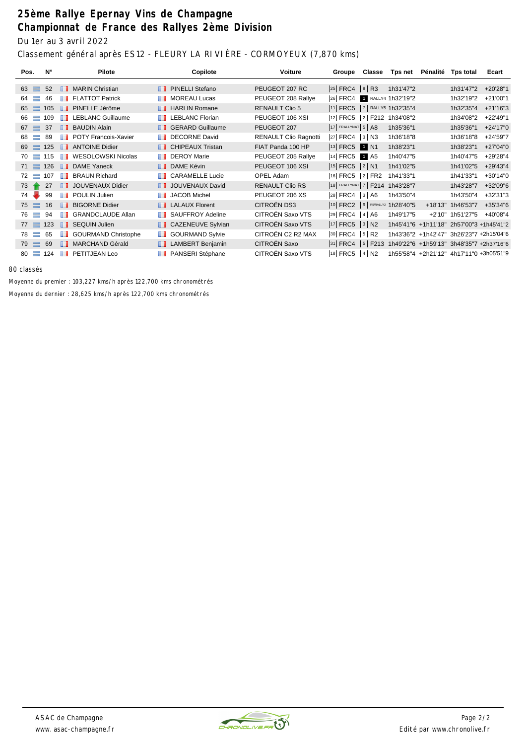# 25ème Rallye Epernay Vins de Champagne
# Championnat de France des Rallyes 2ème Division

Du 1er au 3 avril 2022

Classement général après ES12 - FLEURY LA RIVIÈRE - CORMOYEUX (7,870 kms)

| Pos. | N° | Pilote | Copilote | Voiture | Groupe | Classe | Tps net | Pénalité | Tps total | Ecart |
|---|---|---|---|---|---|---|---|---|---|---|
| 63 | 52 | MARIN Christian | PINELLI Stefano | PEUGEOT 207 RC | 25 FRC4 | 8 R3 | 1h31'47"2 | | 1h31'47"2 | +20'28"1 |
| 64 | 46 | FLATTOT Patrick | MOREAU Lucas | PEUGEOT 208 Rallye | 26 FRC4 | 1 RALLY4 | 1h32'19"2 | | 1h32'19"2 | +21'00"1 |
| 65 | 105 | PINELLE Jérôme | HARLIN Romane | RENAULT Clio 5 | 11 FRC5 | 7 RALLY5 | 1h32'35"4 | | 1h32'35"4 | +21'16"3 |
| 66 | 109 | LEBLANC Guillaume | LEBLANC Florian | PEUGEOT 106 XSI | 12 FRC5 | 2 F212 | 1h34'08"2 | | 1h34'08"2 | +22'49"1 |
| 67 | 37 | BAUDIN Alain | GERARD Guillaume | PEUGEOT 207 | 17 FRALLYNAT | 5 A8 | 1h35'36"1 | | 1h35'36"1 | +24'17"0 |
| 68 | 89 | POTY Francois-Xavier | DECORNE David | RENAULT Clio Ragnotti | 27 FRC4 | 3 N3 | 1h36'18"8 | | 1h36'18"8 | +24'59"7 |
| 69 | 125 | ANTOINE Didier | CHIPEAUX Tristan | FIAT Panda 100 HP | 13 FRC5 | 1 N1 | 1h38'23"1 | | 1h38'23"1 | +27'04"0 |
| 70 | 115 | WESOLOWSKI Nicolas | DEROY Marie | PEUGEOT 205 Rallye | 14 FRC5 | 1 A5 | 1h40'47"5 | | 1h40'47"5 | +29'28"4 |
| 71 | 126 | DAME Yaneck | DAME Kévin | PEUGEOT 106 XSI | 15 FRC5 | 2 N1 | 1h41'02"5 | | 1h41'02"5 | +29'43"4 |
| 72 | 107 | BRAUN Richard | CARAMELLE Lucie | OPEL Adam | 16 FRC5 | 2 FR2 | 1h41'33"1 | | 1h41'33"1 | +30'14"0 |
| 73 | 27 | JOUVENAUX Didier | JOUVENAUX David | RENAULT Clio RS | 18 FRALLYNAT | 7 F214 | 1h43'28"7 | | 1h43'28"7 | +32'09"6 |
| 74 | 99 | POULIN Julien | JACOB Michel | PEUGEOT 206 XS | 28 FRC4 | 3 A6 | 1h43'50"4 | | 1h43'50"4 | +32'31"3 |
| 75 | 16 | BIGORNE Didier | LALAUX Florent | CITROËN DS3 | 10 FRC2 | 9 R5/RALLY2 | 1h28'40"5 | +18'13" | 1h46'53"7 | +35'34"6 |
| 76 | 94 | GRANDCLAUDE Allan | SAUFFROY Adeline | CITROËN Saxo VTS | 29 FRC4 | 4 A6 | 1h49'17"5 | +2'10" | 1h51'27"5 | +40'08"4 |
| 77 | 123 | SEQUIN Julien | CAZENEUVE Sylvian | CITROËN Saxo VTS | 17 FRC5 | 3 N2 | 1h45'41"6 | +1h11'18" | 2h57'00"3 | +1h45'41"2 |
| 78 | 65 | GOURMAND Christophe | GOURMAND Sylvie | CITROËN C2 R2 MAX | 30 FRC4 | 5 R2 | 1h43'36"2 | +1h42'47" | 3h26'23"7 | +2h15'04"6 |
| 79 | 69 | MARCHAND Gérald | LAMBERT Benjamin | CITROËN Saxo | 31 FRC4 | 5 F213 | 1h49'22"6 | +1h59'13" | 3h48'35"7 | +2h37'16"6 |
| 80 | 124 | PETITJEAN Leo | PANSERI Stéphane | CITROËN Saxo VTS | 18 FRC5 | 4 N2 | 1h55'58"4 | +2h21'12" | 4h17'11"0 | +3h05'51"9 |

80 classés

Moyenne du premier : 103,227 kms/h après 122,700 kms chronométrés

Moyenne du dernier : 28,625 kms/h après 122,700 kms chronométrés

ASAC de Champagne
www.asac-champagne.fr

Edité par www.chronolive.fr